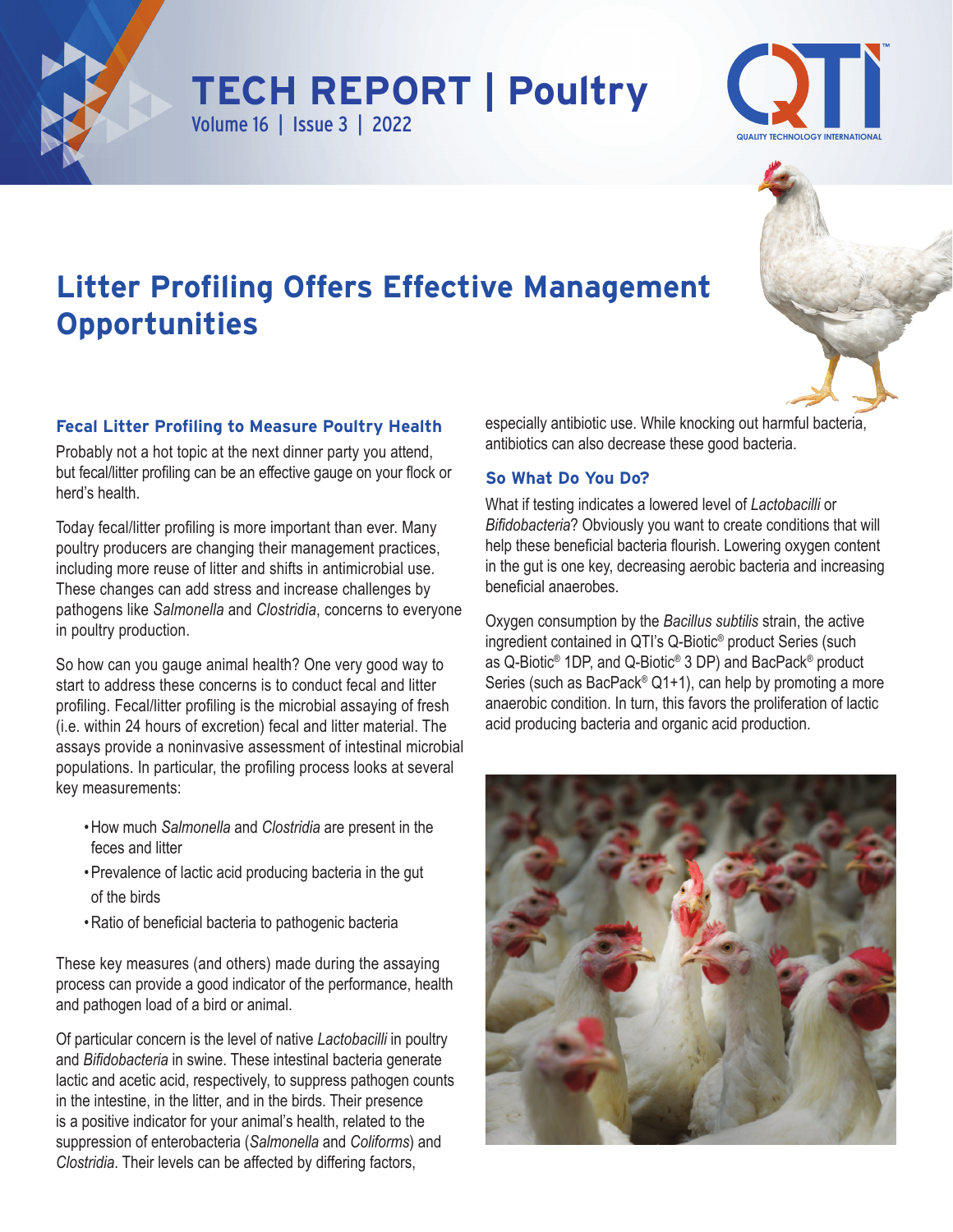# TECH REPORT | Poultry

Volume 16 | Issue 3 | 2022

# Litter Profiling Offers Effective Management Opportunities

## Fecal Litter Profiling to Measure Poultry Health

Probably not a hot topic at the next dinner party you attend, but fecal/litter profiling can be an effective gauge on your flock or herd's health.

Today fecal/litter profiling is more important than ever. Many poultry producers are changing their management practices, including more reuse of litter and shifts in antimicrobial use. These changes can add stress and increase challenges by pathogens like *Salmonella* and *Clostridia*, concerns to everyone in poultry production.

So how can you gauge animal health? One very good way to start to address these concerns is to conduct fecal and litter profiling. Fecal/litter profiling is the microbial assaying of fresh (i.e. within 24 hours of excretion) fecal and litter material. The assays provide a noninvasive assessment of intestinal microbial populations. In particular, the profiling process looks at several key measurements:

- How much *Salmonella* and *Clostridia* are present in the feces and litter
- Prevalence of lactic acid producing bacteria in the gut of the birds
- Ratio of beneficial bacteria to pathogenic bacteria

These key measures (and others) made during the assaying process can provide a good indicator of the performance, health and pathogen load of a bird or animal.

Of particular concern is the level of native *Lactobacilli* in poultry and *Bifidobacteria* in swine. These intestinal bacteria generate lactic and acetic acid, respectively, to suppress pathogen counts in the intestine, in the litter, and in the birds. Their presence is a positive indicator for your animal's health, related to the suppression of enterobacteria (*Salmonella* and *Coliforms*) and *Clostridia*. Their levels can be affected by differing factors, especially antibiotic use. While knocking out harmful bacteria, antibiotics can also decrease these good bacteria.

## So What Do You Do?

What if testing indicates a lowered level of *Lactobacilli* or *Bifidobacteria*? Obviously you want to create conditions that will help these beneficial bacteria flourish. Lowering oxygen content in the gut is one key, decreasing aerobic bacteria and increasing beneficial anaerobes.

Oxygen consumption by the *Bacillus subtilis* strain, the active ingredient contained in QTI's Q-Biotic® product Series (such as Q-Biotic® 1DP, and Q-Biotic® 3 DP) and BacPack® product Series (such as BacPack® Q1+1), can help by promoting a more anaerobic condition. In turn, this favors the proliferation of lactic acid producing bacteria and organic acid production.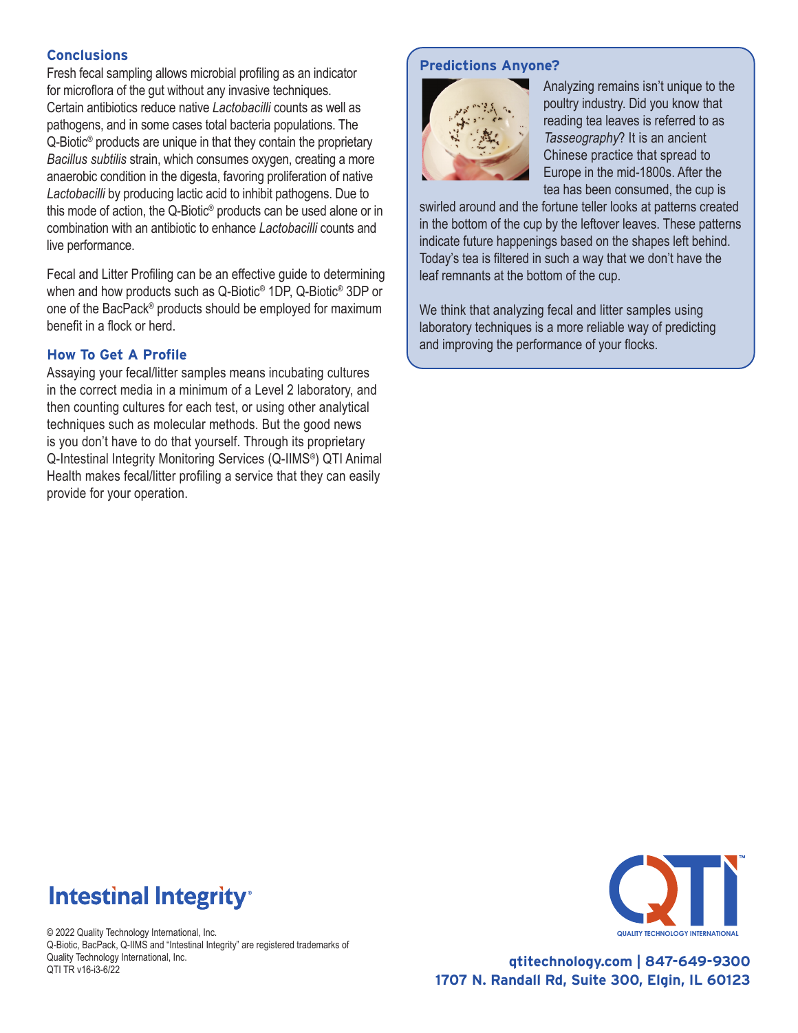## Conclusions

Fresh fecal sampling allows microbial profiling as an indicator for microflora of the gut without any invasive techniques. Certain antibiotics reduce native *Lactobacilli* counts as well as pathogens, and in some cases total bacteria populations. The Q-Biotic® products are unique in that they contain the proprietary *Bacillus subtilis* strain, which consumes oxygen, creating a more anaerobic condition in the digesta, favoring proliferation of native *Lactobacilli* by producing lactic acid to inhibit pathogens. Due to this mode of action, the Q-Biotic® products can be used alone or in combination with an antibiotic to enhance *Lactobacilli* counts and live performance.

Fecal and Litter Profiling can be an effective guide to determining when and how products such as Q-Biotic® 1DP, Q-Biotic® 3DP or one of the BacPack® products should be employed for maximum benefit in a flock or herd.

## How To Get A Profile

Assaying your fecal/litter samples means incubating cultures in the correct media in a minimum of a Level 2 laboratory, and then counting cultures for each test, or using other analytical techniques such as molecular methods. But the good news is you don't have to do that yourself. Through its proprietary Q-Intestinal Integrity Monitoring Services (Q-IIMS®) QTI Animal Health makes fecal/litter profiling a service that they can easily provide for your operation.

## Predictions Anyone?

Analyzing remains isn't unique to the poultry industry. Did you know that reading tea leaves is referred to as *Tasseography*? It is an ancient Chinese practice that spread to Europe in the mid-1800s. After the tea has been consumed, the cup is swirled around and the fortune teller looks at patterns created in the bottom of the cup by the leftover leaves. These patterns indicate future happenings based on the shapes left behind. Today's tea is filtered in such a way that we don't have the leaf remnants at the bottom of the cup.

We think that analyzing fecal and litter samples using laboratory techniques is a more reliable way of predicting and improving the performance of your flocks.

Intestinal Integrity®

© 2022 Quality Technology International, Inc.
Q-Biotic, BacPack, Q-IIMS and "Intestinal Integrity" are registered trademarks of Quality Technology International, Inc.
QTI TR v16-i3-6/22

QTI™ QUALITY TECHNOLOGY INTERNATIONAL

**qtitechnology.com | 847-649-9300**
**1707 N. Randall Rd, Suite 300, Elgin, IL 60123**